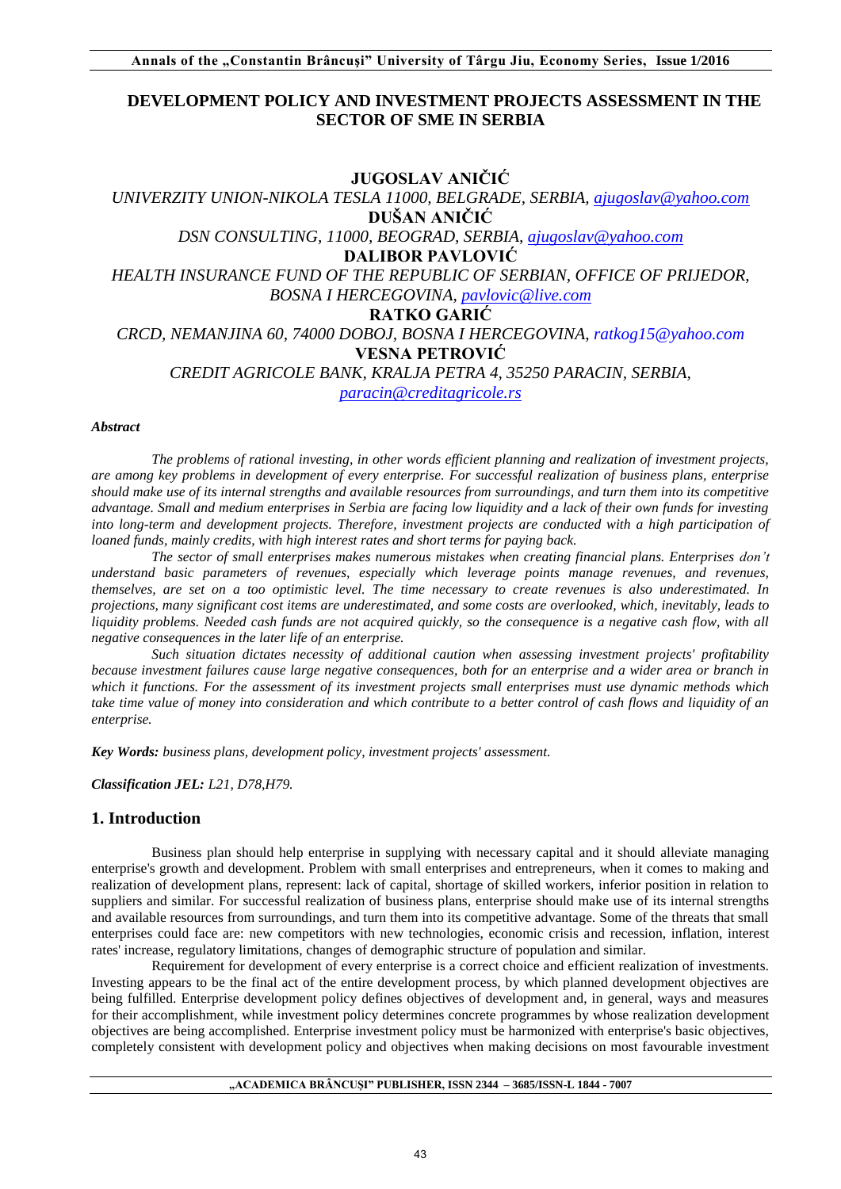# DEVELOPMENT POLICY AND INVESTMENT PROJECTS ASSESSMENT IN THE SECTOR OF SME IN SERBIA

**JUGOSLAV ANIČIĆ**

*UNIVERZITY UNION-NIKOLA TESLA 11000, BELGRADE, SERBIA, ajugoslav@yahoo.com*

**DUŠAN ANIČIĆ**

*DSN CONSULTING, 11000, BEOGRAD, SERBIA, ajugoslav@yahoo.com*

**DALIBOR PAVLOVIĆ**

*HEALTH INSURANCE FUND OF THE REPUBLIC OF SERBIAN, OFFICE OF PRIJEDOR, BOSNA I HERCEGOVINA, pavlovic@live.com*

**RATKO GARIĆ**

*CRCD, NEMANJINA 60, 74000 DOBOJ, BOSNA I HERCEGOVINA, ratkog15@yahoo.com*

**VESNA PETROVIĆ**

*CREDIT AGRICOLE BANK, KRALJA PETRA 4, 35250 PARACIN, SERBIA, paracin@creditagricole.rs*

***Abstract***

*The problems of rational investing, in other words efficient planning and realization of investment projects, are among key problems in development of every enterprise. For successful realization of business plans, enterprise should make use of its internal strengths and available resources from surroundings, and turn them into its competitive advantage. Small and medium enterprises in Serbia are facing low liquidity and a lack of their own funds for investing into long-term and development projects. Therefore, investment projects are conducted with a high participation of loaned funds, mainly credits, with high interest rates and short terms for paying back.*

*The sector of small enterprises makes numerous mistakes when creating financial plans. Enterprises don't understand basic parameters of revenues, especially which leverage points manage revenues, and revenues, themselves, are set on a too optimistic level. The time necessary to create revenues is also underestimated. In projections, many significant cost items are underestimated, and some costs are overlooked, which, inevitably, leads to liquidity problems. Needed cash funds are not acquired quickly, so the consequence is a negative cash flow, with all negative consequences in the later life of an enterprise.*

*Such situation dictates necessity of additional caution when assessing investment projects' profitability because investment failures cause large negative consequences, both for an enterprise and a wider area or branch in which it functions. For the assessment of its investment projects small enterprises must use dynamic methods which take time value of money into consideration and which contribute to a better control of cash flows and liquidity of an enterprise.*

***Key Words:*** *business plans, development policy, investment projects' assessment.*

***Classification JEL:*** *L21, D78,H79.*

## 1. Introduction

Business plan should help enterprise in supplying with necessary capital and it should alleviate managing enterprise's growth and development. Problem with small enterprises and entrepreneurs, when it comes to making and realization of development plans, represent: lack of capital, shortage of skilled workers, inferior position in relation to suppliers and similar. For successful realization of business plans, enterprise should make use of its internal strengths and available resources from surroundings, and turn them into its competitive advantage. Some of the threats that small enterprises could face are: new competitors with new technologies, economic crisis and recession, inflation, interest rates' increase, regulatory limitations, changes of demographic structure of population and similar.

Requirement for development of every enterprise is a correct choice and efficient realization of investments. Investing appears to be the final act of the entire development process, by which planned development objectives are being fulfilled. Enterprise development policy defines objectives of development and, in general, ways and measures for their accomplishment, while investment policy determines concrete programmes by whose realization development objectives are being accomplished. Enterprise investment policy must be harmonized with enterprise's basic objectives, completely consistent with development policy and objectives when making decisions on most favourable investment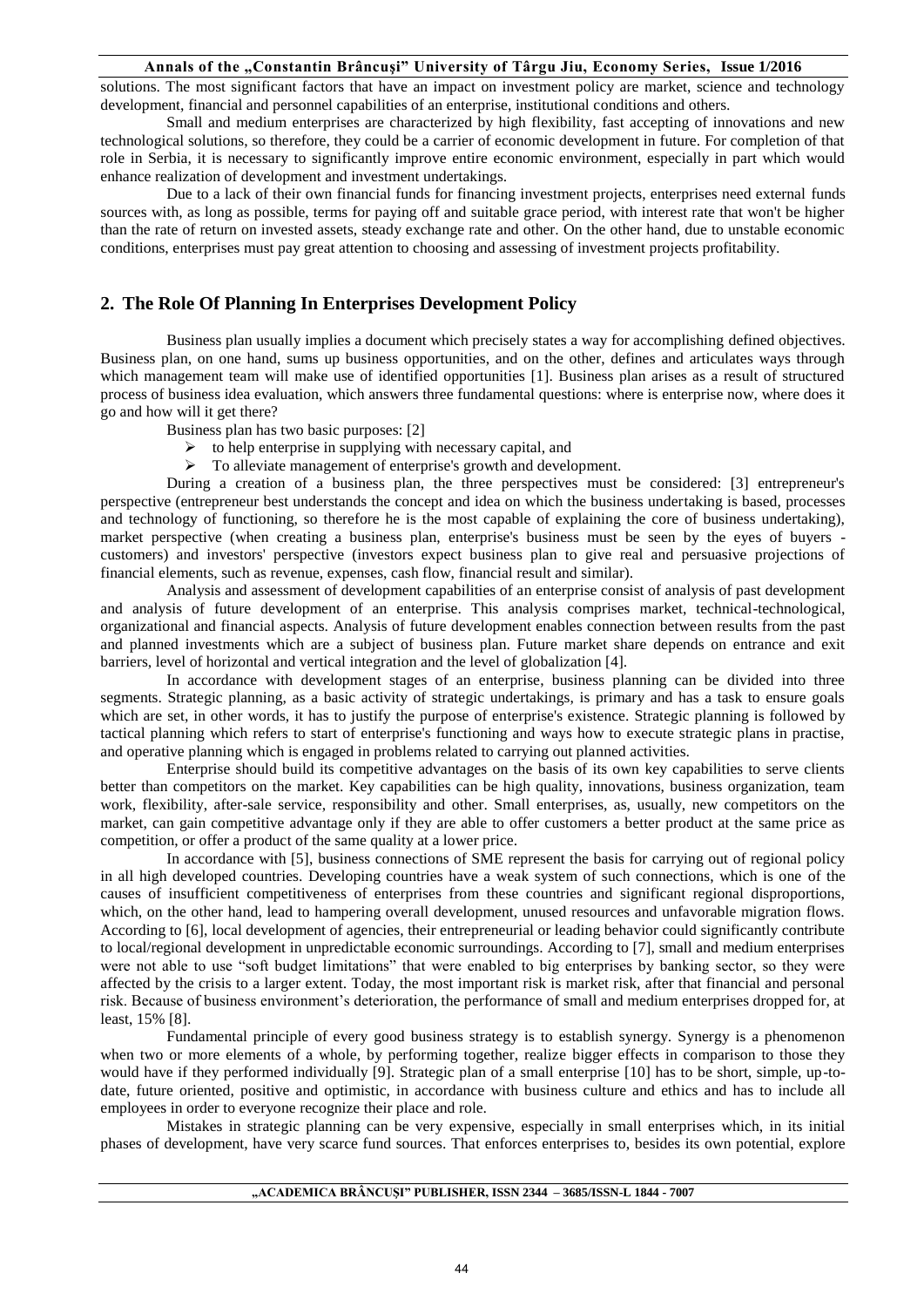solutions. The most significant factors that have an impact on investment policy are market, science and technology development, financial and personnel capabilities of an enterprise, institutional conditions and others.

Small and medium enterprises are characterized by high flexibility, fast accepting of innovations and new technological solutions, so therefore, they could be a carrier of economic development in future. For completion of that role in Serbia, it is necessary to significantly improve entire economic environment, especially in part which would enhance realization of development and investment undertakings.

Due to a lack of their own financial funds for financing investment projects, enterprises need external funds sources with, as long as possible, terms for paying off and suitable grace period, with interest rate that won't be higher than the rate of return on invested assets, steady exchange rate and other. On the other hand, due to unstable economic conditions, enterprises must pay great attention to choosing and assessing of investment projects profitability.

## 2. The Role Of Planning In Enterprises Development Policy

Business plan usually implies a document which precisely states a way for accomplishing defined objectives. Business plan, on one hand, sums up business opportunities, and on the other, defines and articulates ways through which management team will make use of identified opportunities [1]. Business plan arises as a result of structured process of business idea evaluation, which answers three fundamental questions: where is enterprise now, where does it go and how will it get there?

Business plan has two basic purposes: [2]

- to help enterprise in supplying with necessary capital, and
- To alleviate management of enterprise's growth and development.

During a creation of a business plan, the three perspectives must be considered: [3] entrepreneur's perspective (entrepreneur best understands the concept and idea on which the business undertaking is based, processes and technology of functioning, so therefore he is the most capable of explaining the core of business undertaking), market perspective (when creating a business plan, enterprise's business must be seen by the eyes of buyers - customers) and investors' perspective (investors expect business plan to give real and persuasive projections of financial elements, such as revenue, expenses, cash flow, financial result and similar).

Analysis and assessment of development capabilities of an enterprise consist of analysis of past development and analysis of future development of an enterprise. This analysis comprises market, technical-technological, organizational and financial aspects. Analysis of future development enables connection between results from the past and planned investments which are a subject of business plan. Future market share depends on entrance and exit barriers, level of horizontal and vertical integration and the level of globalization [4].

In accordance with development stages of an enterprise, business planning can be divided into three segments. Strategic planning, as a basic activity of strategic undertakings, is primary and has a task to ensure goals which are set, in other words, it has to justify the purpose of enterprise's existence. Strategic planning is followed by tactical planning which refers to start of enterprise's functioning and ways how to execute strategic plans in practise, and operative planning which is engaged in problems related to carrying out planned activities.

Enterprise should build its competitive advantages on the basis of its own key capabilities to serve clients better than competitors on the market. Key capabilities can be high quality, innovations, business organization, team work, flexibility, after-sale service, responsibility and other. Small enterprises, as, usually, new competitors on the market, can gain competitive advantage only if they are able to offer customers a better product at the same price as competition, or offer a product of the same quality at a lower price.

In accordance with [5], business connections of SME represent the basis for carrying out of regional policy in all high developed countries. Developing countries have a weak system of such connections, which is one of the causes of insufficient competitiveness of enterprises from these countries and significant regional disproportions, which, on the other hand, lead to hampering overall development, unused resources and unfavorable migration flows. According to [6], local development of agencies, their entrepreneurial or leading behavior could significantly contribute to local/regional development in unpredictable economic surroundings. According to [7], small and medium enterprises were not able to use "soft budget limitations" that were enabled to big enterprises by banking sector, so they were affected by the crisis to a larger extent. Today, the most important risk is market risk, after that financial and personal risk. Because of business environment's deterioration, the performance of small and medium enterprises dropped for, at least, 15% [8].

Fundamental principle of every good business strategy is to establish synergy. Synergy is a phenomenon when two or more elements of a whole, by performing together, realize bigger effects in comparison to those they would have if they performed individually [9]. Strategic plan of a small enterprise [10] has to be short, simple, up-to-date, future oriented, positive and optimistic, in accordance with business culture and ethics and has to include all employees in order to everyone recognize their place and role.

Mistakes in strategic planning can be very expensive, especially in small enterprises which, in its initial phases of development, have very scarce fund sources. That enforces enterprises to, besides its own potential, explore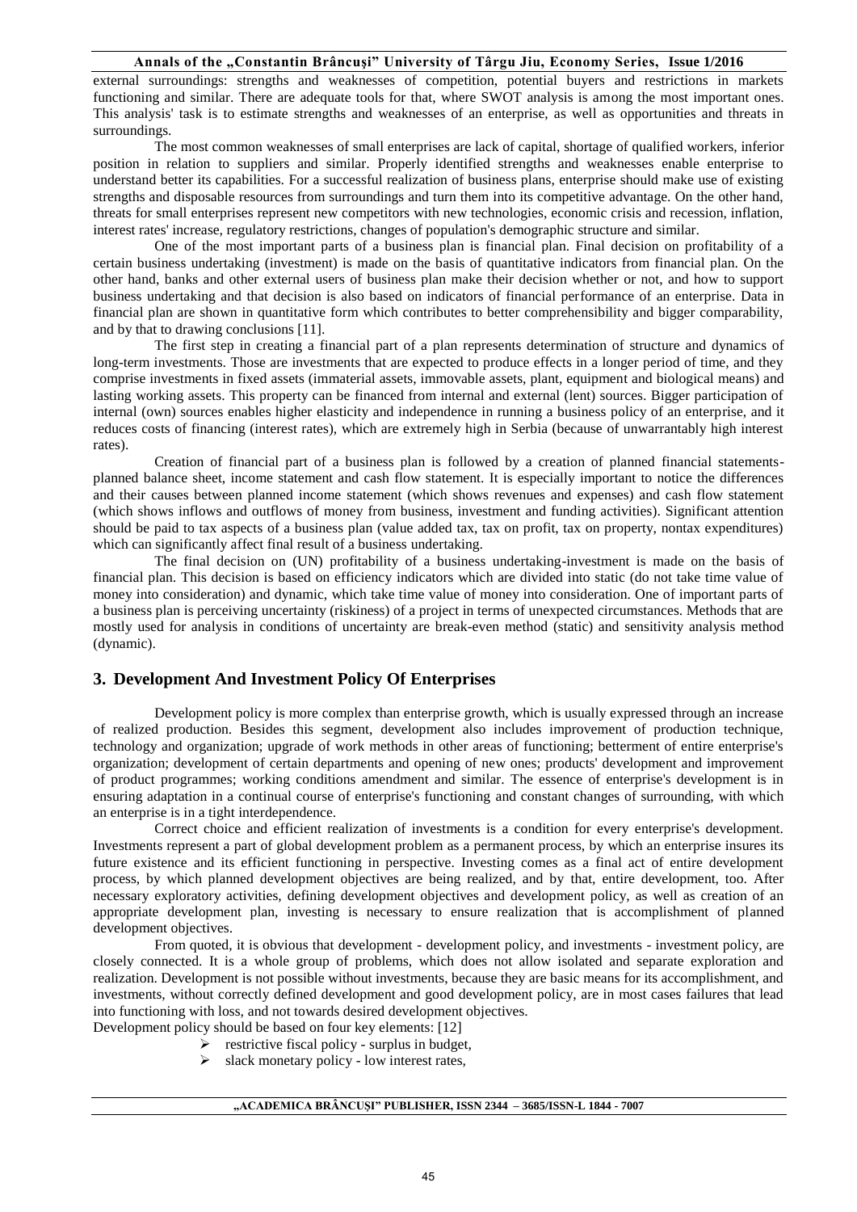external surroundings: strengths and weaknesses of competition, potential buyers and restrictions in markets functioning and similar. There are adequate tools for that, where SWOT analysis is among the most important ones. This analysis' task is to estimate strengths and weaknesses of an enterprise, as well as opportunities and threats in surroundings.

The most common weaknesses of small enterprises are lack of capital, shortage of qualified workers, inferior position in relation to suppliers and similar. Properly identified strengths and weaknesses enable enterprise to understand better its capabilities. For a successful realization of business plans, enterprise should make use of existing strengths and disposable resources from surroundings and turn them into its competitive advantage. On the other hand, threats for small enterprises represent new competitors with new technologies, economic crisis and recession, inflation, interest rates' increase, regulatory restrictions, changes of population's demographic structure and similar.

One of the most important parts of a business plan is financial plan. Final decision on profitability of a certain business undertaking (investment) is made on the basis of quantitative indicators from financial plan. On the other hand, banks and other external users of business plan make their decision whether or not, and how to support business undertaking and that decision is also based on indicators of financial performance of an enterprise. Data in financial plan are shown in quantitative form which contributes to better comprehensibility and bigger comparability, and by that to drawing conclusions [11].

The first step in creating a financial part of a plan represents determination of structure and dynamics of long-term investments. Those are investments that are expected to produce effects in a longer period of time, and they comprise investments in fixed assets (immaterial assets, immovable assets, plant, equipment and biological means) and lasting working assets. This property can be financed from internal and external (lent) sources. Bigger participation of internal (own) sources enables higher elasticity and independence in running a business policy of an enterprise, and it reduces costs of financing (interest rates), which are extremely high in Serbia (because of unwarrantably high interest rates).

Creation of financial part of a business plan is followed by a creation of planned financial statements-planned balance sheet, income statement and cash flow statement. It is especially important to notice the differences and their causes between planned income statement (which shows revenues and expenses) and cash flow statement (which shows inflows and outflows of money from business, investment and funding activities). Significant attention should be paid to tax aspects of a business plan (value added tax, tax on profit, tax on property, nontax expenditures) which can significantly affect final result of a business undertaking.

The final decision on (UN) profitability of a business undertaking-investment is made on the basis of financial plan. This decision is based on efficiency indicators which are divided into static (do not take time value of money into consideration) and dynamic, which take time value of money into consideration. One of important parts of a business plan is perceiving uncertainty (riskiness) of a project in terms of unexpected circumstances. Methods that are mostly used for analysis in conditions of uncertainty are break-even method (static) and sensitivity analysis method (dynamic).

## 3. Development And Investment Policy Of Enterprises

Development policy is more complex than enterprise growth, which is usually expressed through an increase of realized production. Besides this segment, development also includes improvement of production technique, technology and organization; upgrade of work methods in other areas of functioning; betterment of entire enterprise's organization; development of certain departments and opening of new ones; products' development and improvement of product programmes; working conditions amendment and similar. The essence of enterprise's development is in ensuring adaptation in a continual course of enterprise's functioning and constant changes of surrounding, with which an enterprise is in a tight interdependence.

Correct choice and efficient realization of investments is a condition for every enterprise's development. Investments represent a part of global development problem as a permanent process, by which an enterprise insures its future existence and its efficient functioning in perspective. Investing comes as a final act of entire development process, by which planned development objectives are being realized, and by that, entire development, too. After necessary exploratory activities, defining development objectives and development policy, as well as creation of an appropriate development plan, investing is necessary to ensure realization that is accomplishment of planned development objectives.

From quoted, it is obvious that development - development policy, and investments - investment policy, are closely connected. It is a whole group of problems, which does not allow isolated and separate exploration and realization. Development is not possible without investments, because they are basic means for its accomplishment, and investments, without correctly defined development and good development policy, are in most cases failures that lead into functioning with loss, and not towards desired development objectives.

Development policy should be based on four key elements: [12]

- restrictive fiscal policy - surplus in budget,
- slack monetary policy - low interest rates,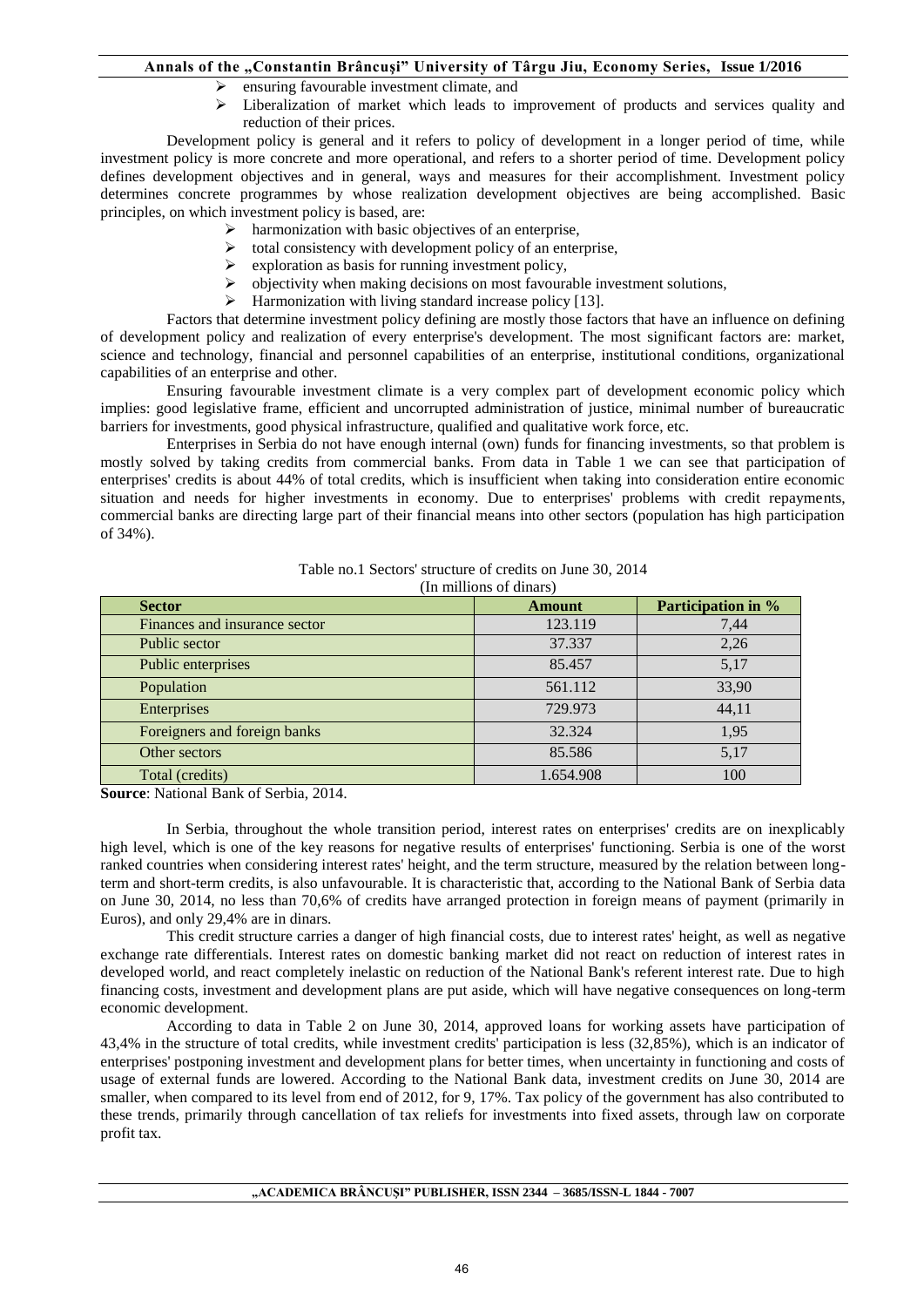- ensuring favourable investment climate, and
- Liberalization of market which leads to improvement of products and services quality and reduction of their prices.

Development policy is general and it refers to policy of development in a longer period of time, while investment policy is more concrete and more operational, and refers to a shorter period of time. Development policy defines development objectives and in general, ways and measures for their accomplishment. Investment policy determines concrete programmes by whose realization development objectives are being accomplished. Basic principles, on which investment policy is based, are:

- harmonization with basic objectives of an enterprise,
- total consistency with development policy of an enterprise,
- exploration as basis for running investment policy,
- objectivity when making decisions on most favourable investment solutions,
- Harmonization with living standard increase policy [13].

Factors that determine investment policy defining are mostly those factors that have an influence on defining of development policy and realization of every enterprise's development. The most significant factors are: market, science and technology, financial and personnel capabilities of an enterprise, institutional conditions, organizational capabilities of an enterprise and other.

Ensuring favourable investment climate is a very complex part of development economic policy which implies: good legislative frame, efficient and uncorrupted administration of justice, minimal number of bureaucratic barriers for investments, good physical infrastructure, qualified and qualitative work force, etc.

Enterprises in Serbia do not have enough internal (own) funds for financing investments, so that problem is mostly solved by taking credits from commercial banks. From data in Table 1 we can see that participation of enterprises' credits is about 44% of total credits, which is insufficient when taking into consideration entire economic situation and needs for higher investments in economy. Due to enterprises' problems with credit repayments, commercial banks are directing large part of their financial means into other sectors (population has high participation of 34%).

Table no.1 Sectors' structure of credits on June 30, 2014
(In millions of dinars)

| **Sector** | **Amount** | **Participation in %** |
|---|---|---|
| Finances and insurance sector | 123.119 | 7,44 |
| Public sector | 37.337 | 2,26 |
| Public enterprises | 85.457 | 5,17 |
| Population | 561.112 | 33,90 |
| Enterprises | 729.973 | 44,11 |
| Foreigners and foreign banks | 32.324 | 1,95 |
| Other sectors | 85.586 | 5,17 |
| Total (credits) | 1.654.908 | 100 |

**Source**: National Bank of Serbia, 2014.

In Serbia, throughout the whole transition period, interest rates on enterprises' credits are on inexplicably high level, which is one of the key reasons for negative results of enterprises' functioning. Serbia is one of the worst ranked countries when considering interest rates' height, and the term structure, measured by the relation between long-term and short-term credits, is also unfavourable. It is characteristic that, according to the National Bank of Serbia data on June 30, 2014, no less than 70,6% of credits have arranged protection in foreign means of payment (primarily in Euros), and only 29,4% are in dinars.

This credit structure carries a danger of high financial costs, due to interest rates' height, as well as negative exchange rate differentials. Interest rates on domestic banking market did not react on reduction of interest rates in developed world, and react completely inelastic on reduction of the National Bank's referent interest rate. Due to high financing costs, investment and development plans are put aside, which will have negative consequences on long-term economic development.

According to data in Table 2 on June 30, 2014, approved loans for working assets have participation of 43,4% in the structure of total credits, while investment credits' participation is less (32,85%), which is an indicator of enterprises' postponing investment and development plans for better times, when uncertainty in functioning and costs of usage of external funds are lowered. According to the National Bank data, investment credits on June 30, 2014 are smaller, when compared to its level from end of 2012, for 9, 17%. Tax policy of the government has also contributed to these trends, primarily through cancellation of tax reliefs for investments into fixed assets, through law on corporate profit tax.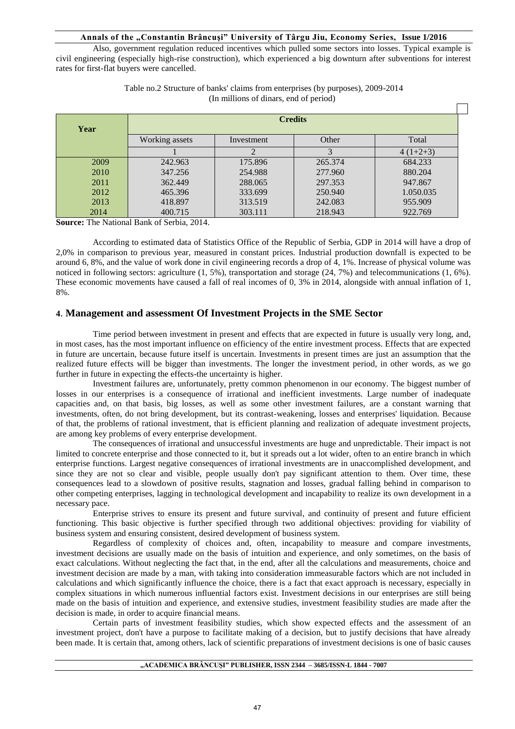Also, government regulation reduced incentives which pulled some sectors into losses. Typical example is civil engineering (especially high-rise construction), which experienced a big downturn after subventions for interest rates for first-flat buyers were cancelled.

Table no.2 Structure of banks' claims from enterprises (by purposes), 2009-2014
(In millions of dinars, end of period)

| Year | Credits | | | |
|---|---|---|---|---|
| | Working assets | Investment | Other | Total |
| | 1 | 2 | 3 | 4 (1+2+3) |
| 2009 | 242.963 | 175.896 | 265.374 | 684.233 |
| 2010 | 347.256 | 254.988 | 277.960 | 880.204 |
| 2011 | 362.449 | 288.065 | 297.353 | 947.867 |
| 2012 | 465.396 | 333.699 | 250.940 | 1.050.035 |
| 2013 | 418.897 | 313.519 | 242.083 | 955.909 |
| 2014 | 400.715 | 303.111 | 218.943 | 922.769 |

**Source:** The National Bank of Serbia, 2014.

According to estimated data of Statistics Office of the Republic of Serbia, GDP in 2014 will have a drop of 2,0% in comparison to previous year, measured in constant prices. Industrial production downfall is expected to be around 6, 8%, and the value of work done in civil engineering records a drop of 4, 1%. Increase of physical volume was noticed in following sectors: agriculture (1, 5%), transportation and storage (24, 7%) and telecommunications (1, 6%). These economic movements have caused a fall of real incomes of 0, 3% in 2014, alongside with annual inflation of 1, 8%.

## 4. Management and assessment Of Investment Projects in the SME Sector

Time period between investment in present and effects that are expected in future is usually very long, and, in most cases, has the most important influence on efficiency of the entire investment process. Effects that are expected in future are uncertain, because future itself is uncertain. Investments in present times are just an assumption that the realized future effects will be bigger than investments. The longer the investment period, in other words, as we go further in future in expecting the effects-the uncertainty is higher.

Investment failures are, unfortunately, pretty common phenomenon in our economy. The biggest number of losses in our enterprises is a consequence of irrational and inefficient investments. Large number of inadequate capacities and, on that basis, big losses, as well as some other investment failures, are a constant warning that investments, often, do not bring development, but its contrast-weakening, losses and enterprises' liquidation. Because of that, the problems of rational investment, that is efficient planning and realization of adequate investment projects, are among key problems of every enterprise development.

The consequences of irrational and unsuccessful investments are huge and unpredictable. Their impact is not limited to concrete enterprise and those connected to it, but it spreads out a lot wider, often to an entire branch in which enterprise functions. Largest negative consequences of irrational investments are in unaccomplished development, and since they are not so clear and visible, people usually don't pay significant attention to them. Over time, these consequences lead to a slowdown of positive results, stagnation and losses, gradual falling behind in comparison to other competing enterprises, lagging in technological development and incapability to realize its own development in a necessary pace.

Enterprise strives to ensure its present and future survival, and continuity of present and future efficient functioning. This basic objective is further specified through two additional objectives: providing for viability of business system and ensuring consistent, desired development of business system.

Regardless of complexity of choices and, often, incapability to measure and compare investments, investment decisions are usually made on the basis of intuition and experience, and only sometimes, on the basis of exact calculations. Without neglecting the fact that, in the end, after all the calculations and measurements, choice and investment decision are made by a man, with taking into consideration immeasurable factors which are not included in calculations and which significantly influence the choice, there is a fact that exact approach is necessary, especially in complex situations in which numerous influential factors exist. Investment decisions in our enterprises are still being made on the basis of intuition and experience, and extensive studies, investment feasibility studies are made after the decision is made, in order to acquire financial means.

Certain parts of investment feasibility studies, which show expected effects and the assessment of an investment project, don't have a purpose to facilitate making of a decision, but to justify decisions that have already been made. It is certain that, among others, lack of scientific preparations of investment decisions is one of basic causes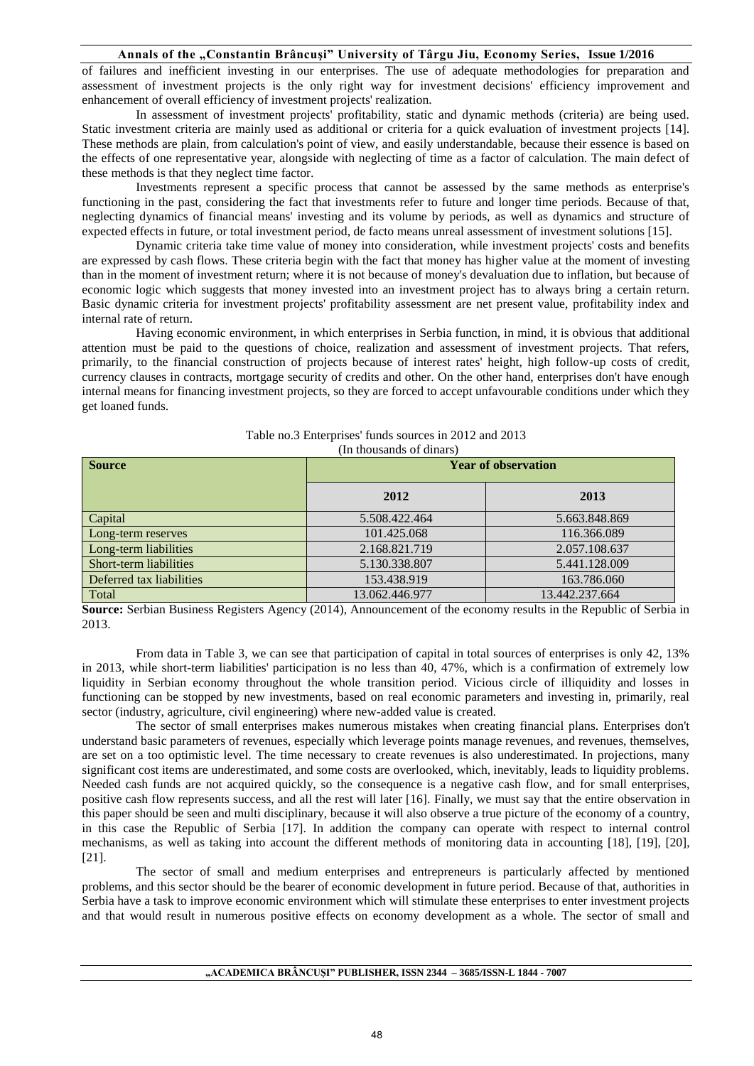of failures and inefficient investing in our enterprises. The use of adequate methodologies for preparation and assessment of investment projects is the only right way for investment decisions' efficiency improvement and enhancement of overall efficiency of investment projects' realization.

In assessment of investment projects' profitability, static and dynamic methods (criteria) are being used. Static investment criteria are mainly used as additional or criteria for a quick evaluation of investment projects [14]. These methods are plain, from calculation's point of view, and easily understandable, because their essence is based on the effects of one representative year, alongside with neglecting of time as a factor of calculation. The main defect of these methods is that they neglect time factor.

Investments represent a specific process that cannot be assessed by the same methods as enterprise's functioning in the past, considering the fact that investments refer to future and longer time periods. Because of that, neglecting dynamics of financial means' investing and its volume by periods, as well as dynamics and structure of expected effects in future, or total investment period, de facto means unreal assessment of investment solutions [15].

Dynamic criteria take time value of money into consideration, while investment projects' costs and benefits are expressed by cash flows. These criteria begin with the fact that money has higher value at the moment of investing than in the moment of investment return; where it is not because of money's devaluation due to inflation, but because of economic logic which suggests that money invested into an investment project has to always bring a certain return. Basic dynamic criteria for investment projects' profitability assessment are net present value, profitability index and internal rate of return.

Having economic environment, in which enterprises in Serbia function, in mind, it is obvious that additional attention must be paid to the questions of choice, realization and assessment of investment projects. That refers, primarily, to the financial construction of projects because of interest rates' height, high follow-up costs of credit, currency clauses in contracts, mortgage security of credits and other. On the other hand, enterprises don't have enough internal means for financing investment projects, so they are forced to accept unfavourable conditions under which they get loaned funds.

Table no.3 Enterprises' funds sources in 2012 and 2013
(In thousands of dinars)

| Source | Year of observation | |
|---|---|---|
| | 2012 | 2013 |
| Capital | 5.508.422.464 | 5.663.848.869 |
| Long-term reserves | 101.425.068 | 116.366.089 |
| Long-term liabilities | 2.168.821.719 | 2.057.108.637 |
| Short-term liabilities | 5.130.338.807 | 5.441.128.009 |
| Deferred tax liabilities | 153.438.919 | 163.786.060 |
| Total | 13.062.446.977 | 13.442.237.664 |

**Source:** Serbian Business Registers Agency (2014), Announcement of the economy results in the Republic of Serbia in 2013.

From data in Table 3, we can see that participation of capital in total sources of enterprises is only 42, 13% in 2013, while short-term liabilities' participation is no less than 40, 47%, which is a confirmation of extremely low liquidity in Serbian economy throughout the whole transition period. Vicious circle of illiquidity and losses in functioning can be stopped by new investments, based on real economic parameters and investing in, primarily, real sector (industry, agriculture, civil engineering) where new-added value is created.

The sector of small enterprises makes numerous mistakes when creating financial plans. Enterprises don't understand basic parameters of revenues, especially which leverage points manage revenues, and revenues, themselves, are set on a too optimistic level. The time necessary to create revenues is also underestimated. In projections, many significant cost items are underestimated, and some costs are overlooked, which, inevitably, leads to liquidity problems. Needed cash funds are not acquired quickly, so the consequence is a negative cash flow, and for small enterprises, positive cash flow represents success, and all the rest will later [16]. Finally, we must say that the entire observation in this paper should be seen and multi disciplinary, because it will also observe a true picture of the economy of a country, in this case the Republic of Serbia [17]. In addition the company can operate with respect to internal control mechanisms, as well as taking into account the different methods of monitoring data in accounting [18], [19], [20], [21].

The sector of small and medium enterprises and entrepreneurs is particularly affected by mentioned problems, and this sector should be the bearer of economic development in future period. Because of that, authorities in Serbia have a task to improve economic environment which will stimulate these enterprises to enter investment projects and that would result in numerous positive effects on economy development as a whole. The sector of small and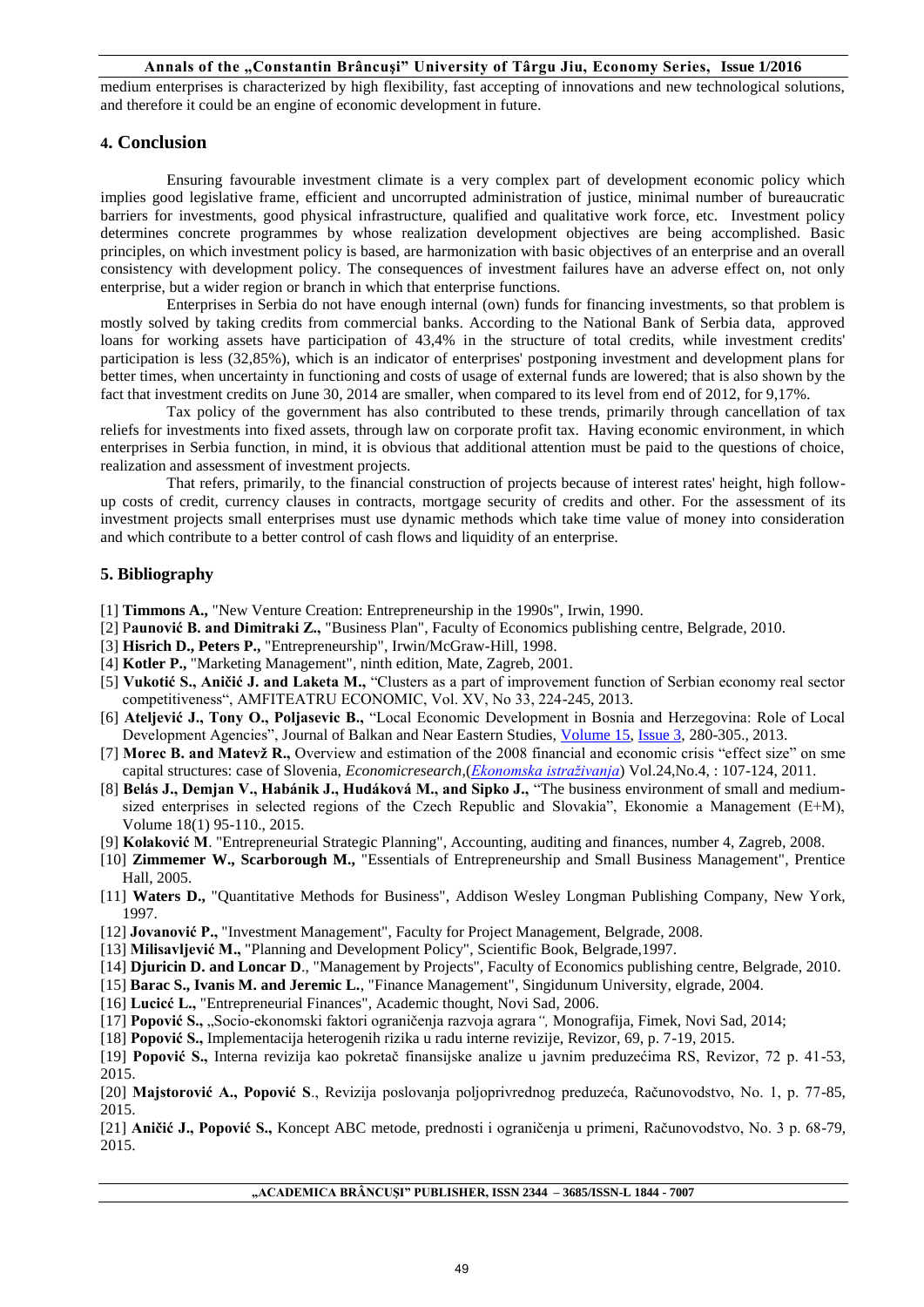medium enterprises is characterized by high flexibility, fast accepting of innovations and new technological solutions, and therefore it could be an engine of economic development in future.

## 4. Conclusion

Ensuring favourable investment climate is a very complex part of development economic policy which implies good legislative frame, efficient and uncorrupted administration of justice, minimal number of bureaucratic barriers for investments, good physical infrastructure, qualified and qualitative work force, etc. Investment policy determines concrete programmes by whose realization development objectives are being accomplished. Basic principles, on which investment policy is based, are harmonization with basic objectives of an enterprise and an overall consistency with development policy. The consequences of investment failures have an adverse effect on, not only enterprise, but a wider region or branch in which that enterprise functions.

Enterprises in Serbia do not have enough internal (own) funds for financing investments, so that problem is mostly solved by taking credits from commercial banks. According to the National Bank of Serbia data, approved loans for working assets have participation of 43,4% in the structure of total credits, while investment credits' participation is less (32,85%), which is an indicator of enterprises' postponing investment and development plans for better times, when uncertainty in functioning and costs of usage of external funds are lowered; that is also shown by the fact that investment credits on June 30, 2014 are smaller, when compared to its level from end of 2012, for 9,17%.

Tax policy of the government has also contributed to these trends, primarily through cancellation of tax reliefs for investments into fixed assets, through law on corporate profit tax. Having economic environment, in which enterprises in Serbia function, in mind, it is obvious that additional attention must be paid to the questions of choice, realization and assessment of investment projects.

That refers, primarily, to the financial construction of projects because of interest rates' height, high follow-up costs of credit, currency clauses in contracts, mortgage security of credits and other. For the assessment of its investment projects small enterprises must use dynamic methods which take time value of money into consideration and which contribute to a better control of cash flows and liquidity of an enterprise.

## 5. Bibliography

[1] **Timmons A.,** "New Venture Creation: Entrepreneurship in the 1990s", Irwin, 1990.

[2] P**aunović B. and Dimitraki Z.,** "Business Plan", Faculty of Economics publishing centre, Belgrade, 2010.

[3] **Hisrich D., Peters P.,** "Entrepreneurship", Irwin/McGraw-Hill, 1998.

[4] **Kotler P.,** "Marketing Management", ninth edition, Mate, Zagreb, 2001.

[5] **Vukotić S., Aničić J. and Laketa M.,** "Clusters as a part of improvement function of Serbian economy real sector competitiveness", AMFITEATRU ECONOMIC, Vol. XV, No 33, 224-245, 2013.

[6] **Ateljević J., Tony O., Poljasevic B.,** "Local Economic Development in Bosnia and Herzegovina: Role of Local Development Agencies", Journal of Balkan and Near Eastern Studies, Volume 15, Issue 3, 280-305., 2013.

[7] **Morec B. and Matevž R.,** Overview and estimation of the 2008 financial and economic crisis "effect size" on sme capital structures: case of Slovenia, *Economicresearch*,(*Ekonomska istraživanja*) Vol.24,No.4, : 107-124, 2011.

[8] **Belás J., Demjan V., Habánik J., Hudáková M., and Sipko J.,** "The business environment of small and medium-sized enterprises in selected regions of the Czech Republic and Slovakia", Ekonomie a Management (E+M), Volume 18(1) 95-110., 2015.

[9] **Kolaković M**. "Entrepreneurial Strategic Planning", Accounting, auditing and finances, number 4, Zagreb, 2008.

[10] **Zimmemer W., Scarborough M.,** "Essentials of Entrepreneurship and Small Business Management", Prentice Hall, 2005.

[11] **Waters D.,** "Quantitative Methods for Business", Addison Wesley Longman Publishing Company, New York, 1997.

[12] **Jovanović P.,** "Investment Management", Faculty for Project Management, Belgrade, 2008.

[13] **Milisavljević M.,** "Planning and Development Policy", Scientific Book, Belgrade,1997.

[14] **Djuricin D. and Loncar D**., "Management by Projects", Faculty of Economics publishing centre, Belgrade, 2010.

[15] **Barac S., Ivanis M. and Jeremic L.**, "Finance Management", Singidunum University, elgrade, 2004.

[16] **Lucicć L.,** "Entrepreneurial Finances", Academic thought, Novi Sad, 2006.

[17] **Popović S.,** „Socio-ekonomski faktori ograničenja razvoja agrara*",* Monografija, Fimek, Novi Sad, 2014;

[18] **Popović S.,** Implementacija heterogenih rizika u radu interne revizije, Revizor, 69, p. 7-19, 2015.

[19] **Popović S.,** Interna revizija kao pokretač finansijske analize u javnim preduzećima RS, Revizor, 72 p. 41-53, 2015.

[20] **Majstorović A., Popović S**., Revizija poslovanja poljoprivrednog preduzeća, Računovodstvo, No. 1, p. 77-85, 2015.

[21] **Aničić J., Popović S.,** Koncept ABC metode, prednosti i ograničenja u primeni, Računovodstvo, No. 3 p. 68-79, 2015.